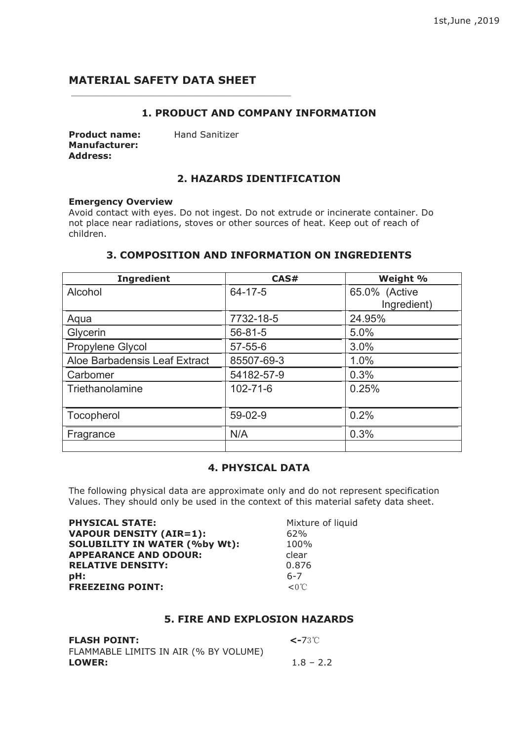1st,June ,2019

# MATERIAL SAFETY DATA SHEET

## 1. PRODUCT AND COMPANY INFORMATION

**Product name:** Hand Sanitizer
**Manufacturer:**
**Address:**

## 2. HAZARDS IDENTIFICATION

**Emergency Overview**

Avoid contact with eyes. Do not ingest. Do not extrude or incinerate container. Do not place near radiations, stoves or other sources of heat. Keep out of reach of children.

## 3. COMPOSITION AND INFORMATION ON INGREDIENTS

| Ingredient | CAS# | Weight % |
|---|---|---|
| Alcohol | 64-17-5 | 65.0% (Active Ingredient) |
| Aqua | 7732-18-5 | 24.95% |
| Glycerin | 56-81-5 | 5.0% |
| Propylene Glycol | 57-55-6 | 3.0% |
| Aloe Barbadensis Leaf Extract | 85507-69-3 | 1.0% |
| Carbomer | 54182-57-9 | 0.3% |
| Triethanolamine | 102-71-6 | 0.25% |
| Tocopherol | 59-02-9 | 0.2% |
| Fragrance | N/A | 0.3% |
| | | |

## 4. PHYSICAL DATA

The following physical data are approximate only and do not represent specification Values. They should only be used in the context of this material safety data sheet.

**PHYSICAL STATE:** Mixture of liquid
**VAPOUR DENSITY (AIR=1):** 62%
**SOLUBILITY IN WATER (%by Wt):** 100%
**APPEARANCE AND ODOUR:** clear
**RELATIVE DENSITY:** 0.876
**pH:** 6-7
**FREEZEING POINT:** <0℃

## 5. FIRE AND EXPLOSION HAZARDS

**FLASH POINT:** <-73℃
FLAMMABLE LIMITS IN AIR (% BY VOLUME)
**LOWER:** 1.8 – 2.2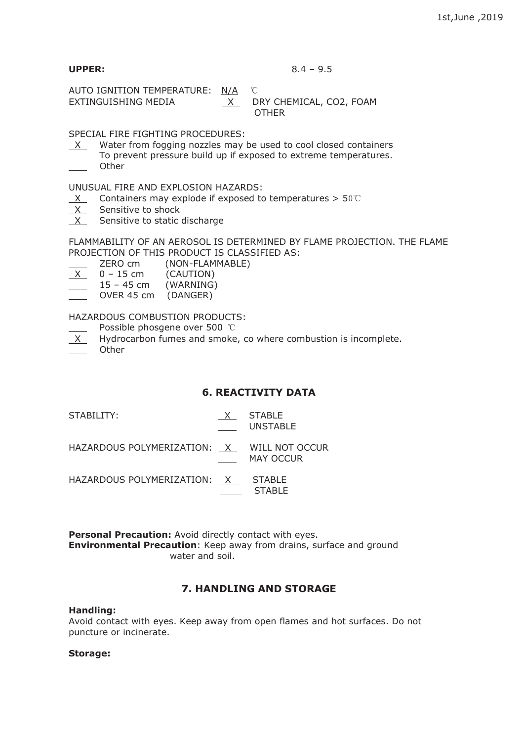**UPPER:** 8.4 – 9.5

AUTO IGNITION TEMPERATURE: N/A ℃

EXTINGUISHING MEDIA
- X DRY CHEMICAL, CO2, FOAM
- ___ OTHER

SPECIAL FIRE FIGHTING PROCEDURES:
- X Water from fogging nozzles may be used to cool closed containers To prevent pressure build up if exposed to extreme temperatures.
- ___ Other

UNUSUAL FIRE AND EXPLOSION HAZARDS:
- X Containers may explode if exposed to temperatures > 50℃
- X Sensitive to shock
- X Sensitive to static discharge

FLAMMABILITY OF AN AEROSOL IS DETERMINED BY FLAME PROJECTION. THE FLAME PROJECTION OF THIS PRODUCT IS CLASSIFIED AS:
- ___ ZERO cm (NON-FLAMMABLE)
- X 0 – 15 cm (CAUTION)
- ___ 15 – 45 cm (WARNING)
- ___ OVER 45 cm (DANGER)

HAZARDOUS COMBUSTION PRODUCTS:
- ___ Possible phosgene over 500 ℃
- X Hydrocarbon fumes and smoke, co where combustion is incomplete.
- ___ Other

## 6. REACTIVITY DATA

STABILITY:
- X STABLE
- ___ UNSTABLE

HAZARDOUS POLYMERIZATION:
- X WILL NOT OCCUR
- ___ MAY OCCUR

HAZARDOUS POLYMERIZATION:
- X STABLE
- ___ STABLE

**Personal Precaution:** Avoid directly contact with eyes.
**Environmental Precaution**: Keep away from drains, surface and ground water and soil.

## 7. HANDLING AND STORAGE

**Handling:**
Avoid contact with eyes. Keep away from open flames and hot surfaces. Do not puncture or incinerate.

**Storage:**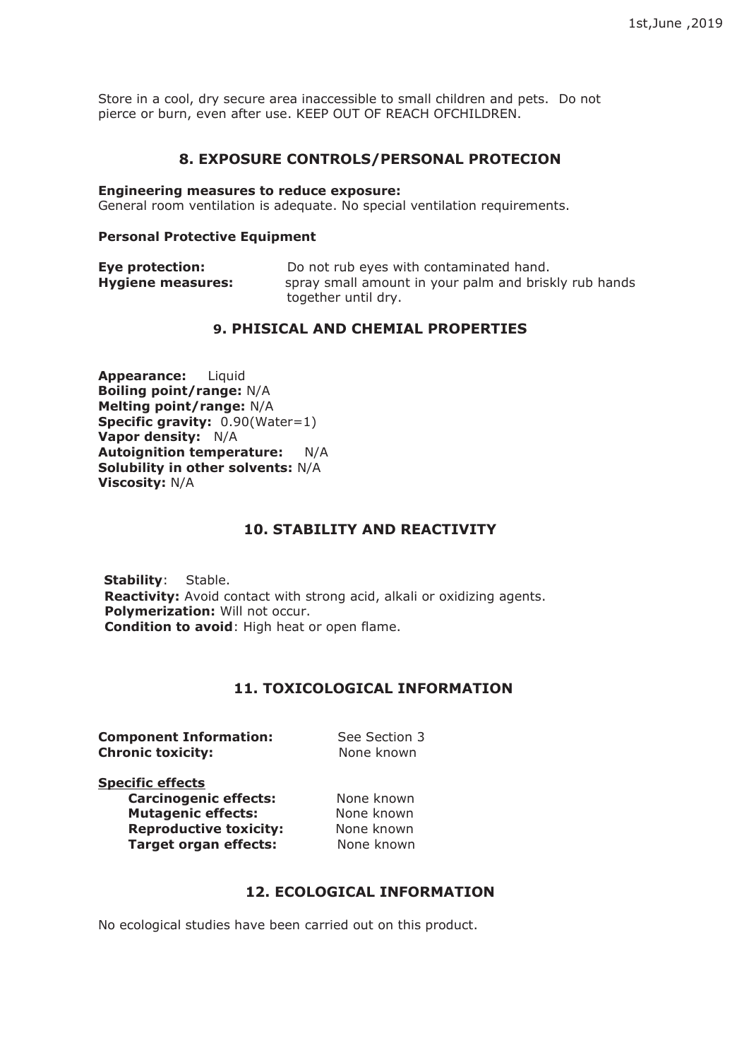Store in a cool, dry secure area inaccessible to small children and pets. Do not pierce or burn, even after use. KEEP OUT OF REACH OFCHILDREN.

## 8. EXPOSURE CONTROLS/PERSONAL PROTECION

**Engineering measures to reduce exposure:**
General room ventilation is adequate. No special ventilation requirements.

**Personal Protective Equipment**

**Eye protection:** Do not rub eyes with contaminated hand.
**Hygiene measures:** spray small amount in your palm and briskly rub hands together until dry.

## 9. PHISICAL AND CHEMIAL PROPERTIES

**Appearance:** Liquid
**Boiling point/range:** N/A
**Melting point/range:** N/A
**Specific gravity:** 0.90(Water=1)
**Vapor density:** N/A
**Autoignition temperature:** N/A
**Solubility in other solvents:** N/A
**Viscosity:** N/A

## 10. STABILITY AND REACTIVITY

**Stability**: Stable.
**Reactivity:** Avoid contact with strong acid, alkali or oxidizing agents.
**Polymerization:** Will not occur.
**Condition to avoid**: High heat or open flame.

## 11. TOXICOLOGICAL INFORMATION

**Component Information:** See Section 3
**Chronic toxicity:** None known

Specific effects

- **Carcinogenic effects:** None known
- **Mutagenic effects:** None known
- **Reproductive toxicity:** None known
- **Target organ effects:** None known

## 12. ECOLOGICAL INFORMATION

No ecological studies have been carried out on this product.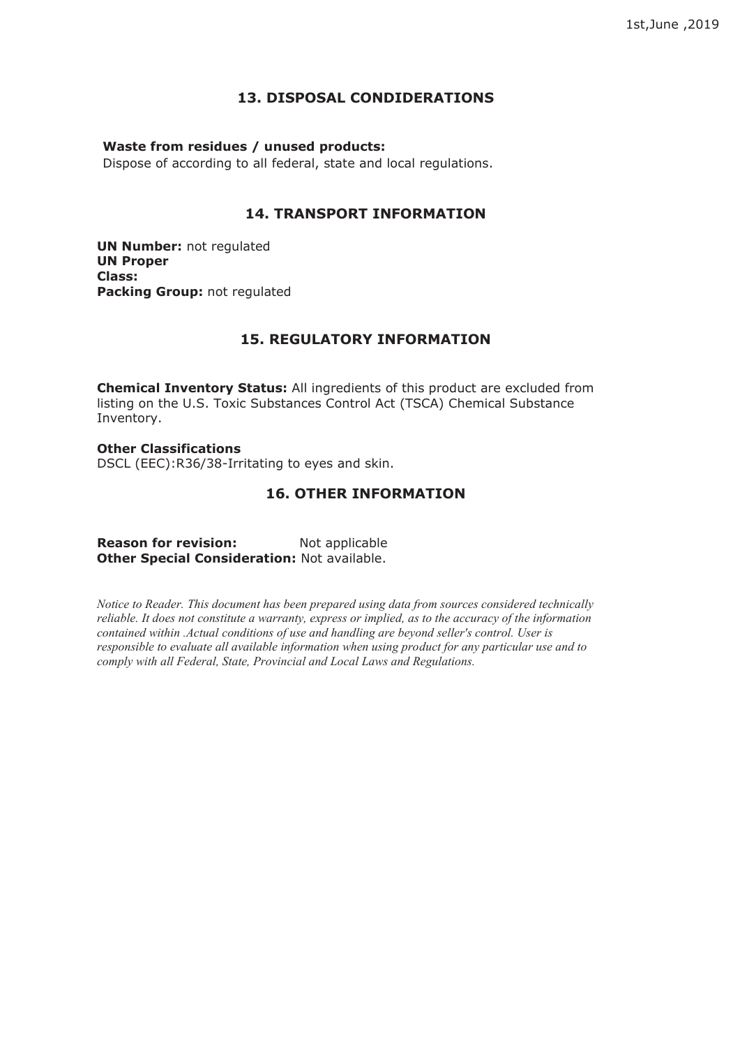## 13. DISPOSAL CONDIDERATIONS

**Waste from residues / unused products:**
Dispose of according to all federal, state and local regulations.

## 14. TRANSPORT INFORMATION

**UN Number:** not regulated
**UN Proper**
**Class:**
**Packing Group:** not regulated

## 15. REGULATORY INFORMATION

**Chemical Inventory Status:** All ingredients of this product are excluded from listing on the U.S. Toxic Substances Control Act (TSCA) Chemical Substance Inventory.

**Other Classifications**
DSCL (EEC):R36/38-Irritating to eyes and skin.

## 16. OTHER INFORMATION

**Reason for revision:** Not applicable
**Other Special Consideration:** Not available.

*Notice to Reader. This document has been prepared using data from sources considered technically reliable. It does not constitute a warranty, express or implied, as to the accuracy of the information contained within .Actual conditions of use and handling are beyond seller's control. User is responsible to evaluate all available information when using product for any particular use and to comply with all Federal, State, Provincial and Local Laws and Regulations.*